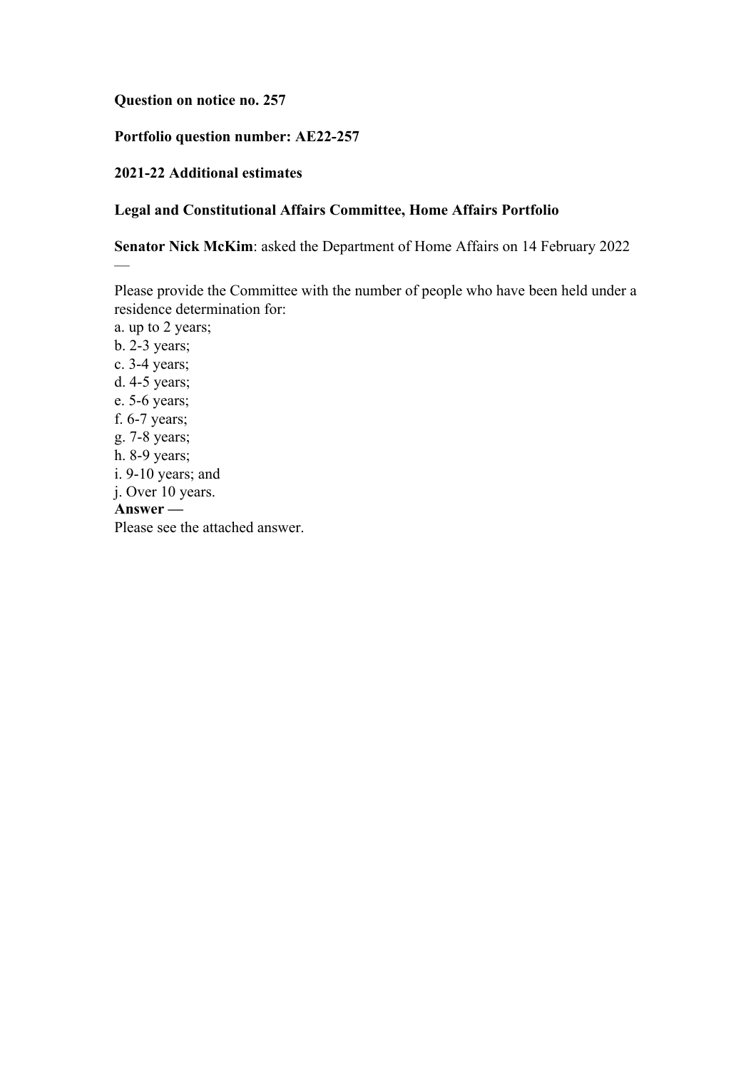**Question on notice no. 257**

**Portfolio question number: AE22-257**

**2021-22 Additional estimates**

**Legal and Constitutional Affairs Committee, Home Affairs Portfolio**

**Senator Nick McKim**: asked the Department of Home Affairs on 14 February 2022 —

Please provide the Committee with the number of people who have been held under a residence determination for:

a. up to 2 years;
b. 2-3 years;
c. 3-4 years;
d. 4-5 years;
e. 5-6 years;
f. 6-7 years;
g. 7-8 years;
h. 8-9 years;
i. 9-10 years; and
j. Over 10 years.

**Answer —**

Please see the attached answer.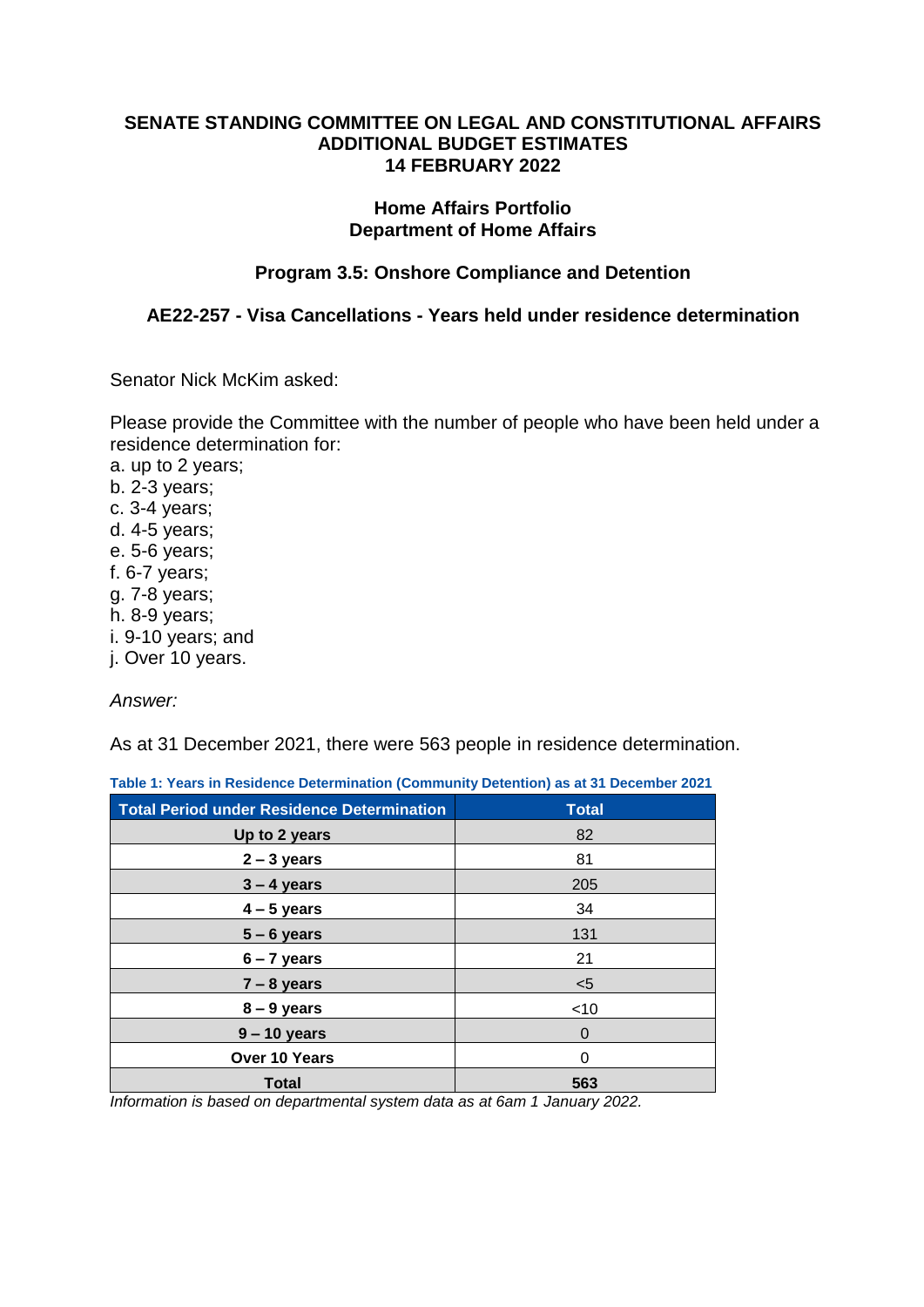**SENATE STANDING COMMITTEE ON LEGAL AND CONSTITUTIONAL AFFAIRS**
**ADDITIONAL BUDGET ESTIMATES**
**14 FEBRUARY 2022**

**Home Affairs Portfolio**
**Department of Home Affairs**

**Program 3.5: Onshore Compliance and Detention**

**AE22-257 - Visa Cancellations - Years held under residence determination**

Senator Nick McKim asked:

Please provide the Committee with the number of people who have been held under a residence determination for:
a. up to 2 years;
b. 2-3 years;
c. 3-4 years;
d. 4-5 years;
e. 5-6 years;
f. 6-7 years;
g. 7-8 years;
h. 8-9 years;
i. 9-10 years; and
j. Over 10 years.

*Answer:*

As at 31 December 2021, there were 563 people in residence determination.

**Table 1: Years in Residence Determination (Community Detention) as at 31 December 2021**

| Total Period under Residence Determination | Total |
|---|---|
| **Up to 2 years** | 82 |
| **2 – 3 years** | 81 |
| **3 – 4 years** | 205 |
| **4 – 5 years** | 34 |
| **5 – 6 years** | 131 |
| **6 – 7 years** | 21 |
| **7 – 8 years** | <5 |
| **8 – 9 years** | <10 |
| **9 – 10 years** | 0 |
| **Over 10 Years** | 0 |
| **Total** | **563** |

*Information is based on departmental system data as at 6am 1 January 2022.*